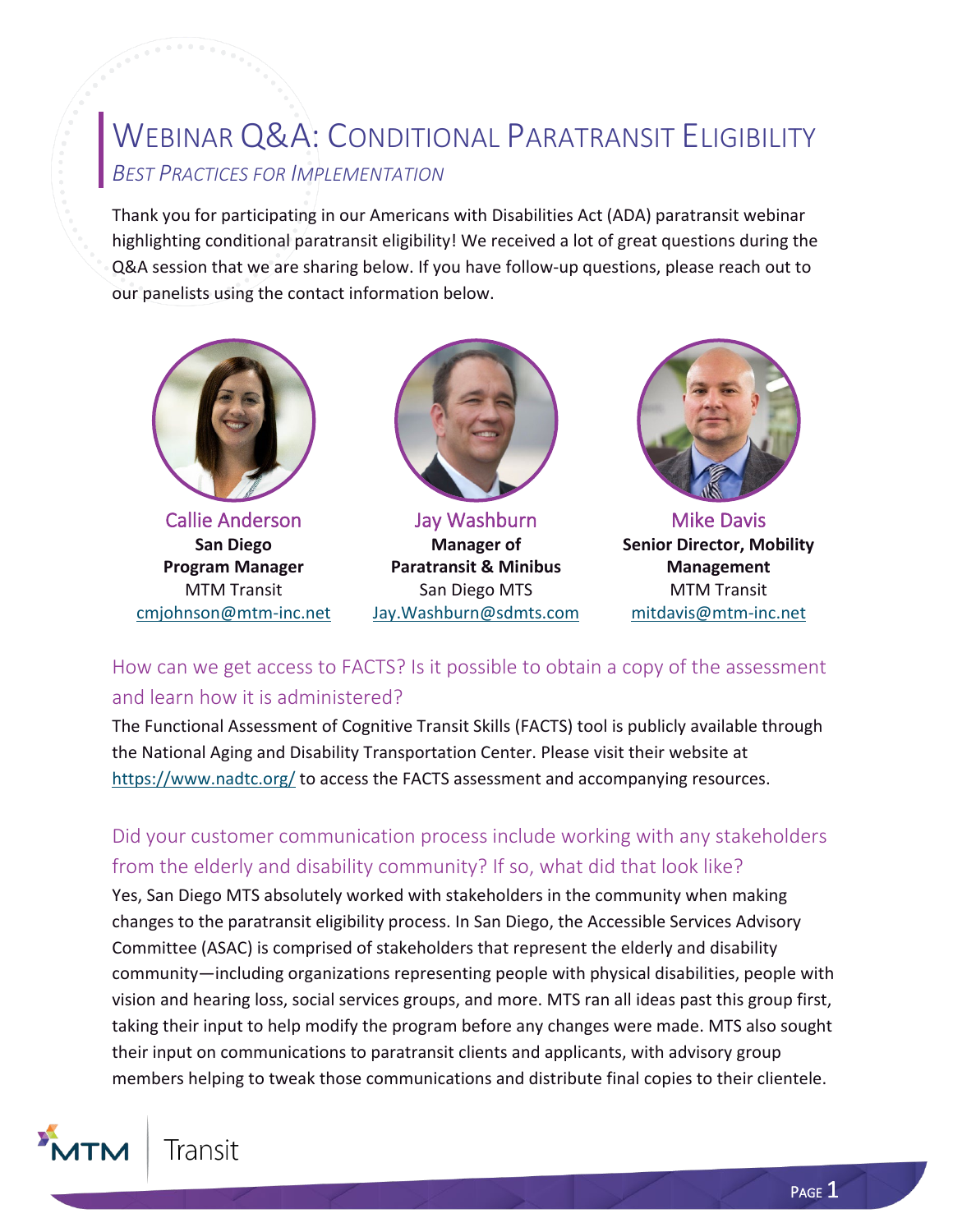# Webinar Q&A: Conditional Paratransit Eligibility

*Best Practices for Implementation*

Thank you for participating in our Americans with Disabilities Act (ADA) paratransit webinar highlighting conditional paratransit eligibility! We received a lot of great questions during the Q&A session that we are sharing below. If you have follow-up questions, please reach out to our panelists using the contact information below.

**Callie Anderson**
**San Diego Program Manager**
MTM Transit
cmjohnson@mtm-inc.net

**Jay Washburn**
**Manager of Paratransit & Minibus**
San Diego MTS
Jay.Washburn@sdmts.com

**Mike Davis**
**Senior Director, Mobility Management**
MTM Transit
mitdavis@mtm-inc.net

## How can we get access to FACTS? Is it possible to obtain a copy of the assessment and learn how it is administered?

The Functional Assessment of Cognitive Transit Skills (FACTS) tool is publicly available through the National Aging and Disability Transportation Center. Please visit their website at https://www.nadtc.org/ to access the FACTS assessment and accompanying resources.

## Did your customer communication process include working with any stakeholders from the elderly and disability community? If so, what did that look like?

Yes, San Diego MTS absolutely worked with stakeholders in the community when making changes to the paratransit eligibility process. In San Diego, the Accessible Services Advisory Committee (ASAC) is comprised of stakeholders that represent the elderly and disability community—including organizations representing people with physical disabilities, people with vision and hearing loss, social services groups, and more. MTS ran all ideas past this group first, taking their input to help modify the program before any changes were made. MTS also sought their input on communications to paratransit clients and applicants, with advisory group members helping to tweak those communications and distribute final copies to their clientele.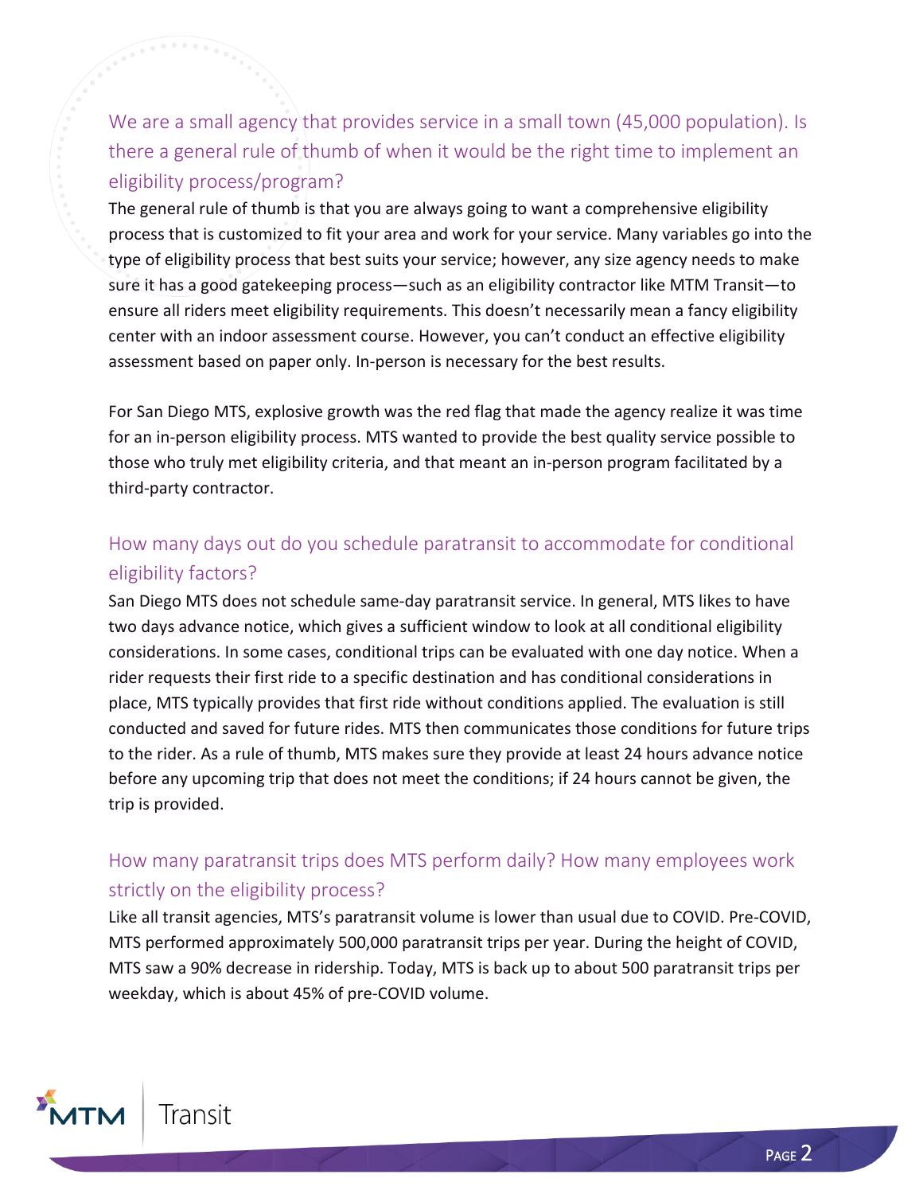## We are a small agency that provides service in a small town (45,000 population). Is there a general rule of thumb of when it would be the right time to implement an eligibility process/program?

The general rule of thumb is that you are always going to want a comprehensive eligibility process that is customized to fit your area and work for your service. Many variables go into the type of eligibility process that best suits your service; however, any size agency needs to make sure it has a good gatekeeping process—such as an eligibility contractor like MTM Transit—to ensure all riders meet eligibility requirements. This doesn't necessarily mean a fancy eligibility center with an indoor assessment course. However, you can't conduct an effective eligibility assessment based on paper only. In-person is necessary for the best results.

For San Diego MTS, explosive growth was the red flag that made the agency realize it was time for an in-person eligibility process. MTS wanted to provide the best quality service possible to those who truly met eligibility criteria, and that meant an in-person program facilitated by a third-party contractor.

## How many days out do you schedule paratransit to accommodate for conditional eligibility factors?

San Diego MTS does not schedule same-day paratransit service. In general, MTS likes to have two days advance notice, which gives a sufficient window to look at all conditional eligibility considerations. In some cases, conditional trips can be evaluated with one day notice. When a rider requests their first ride to a specific destination and has conditional considerations in place, MTS typically provides that first ride without conditions applied. The evaluation is still conducted and saved for future rides. MTS then communicates those conditions for future trips to the rider. As a rule of thumb, MTS makes sure they provide at least 24 hours advance notice before any upcoming trip that does not meet the conditions; if 24 hours cannot be given, the trip is provided.

## How many paratransit trips does MTS perform daily? How many employees work strictly on the eligibility process?

Like all transit agencies, MTS's paratransit volume is lower than usual due to COVID. Pre-COVID, MTS performed approximately 500,000 paratransit trips per year. During the height of COVID, MTS saw a 90% decrease in ridership. Today, MTS is back up to about 500 paratransit trips per weekday, which is about 45% of pre-COVID volume.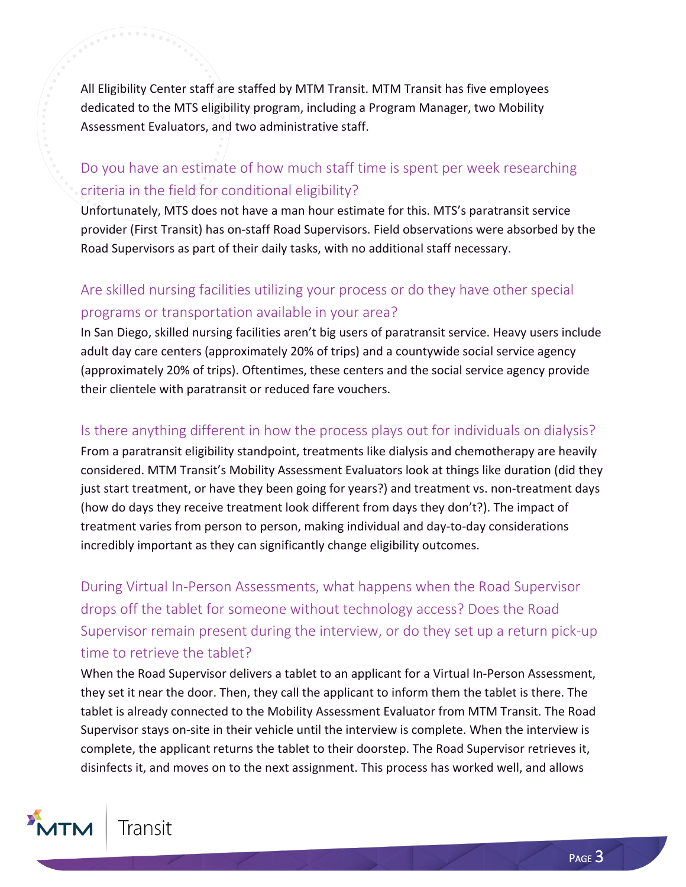All Eligibility Center staff are staffed by MTM Transit. MTM Transit has five employees dedicated to the MTS eligibility program, including a Program Manager, two Mobility Assessment Evaluators, and two administrative staff.

## Do you have an estimate of how much staff time is spent per week researching criteria in the field for conditional eligibility?

Unfortunately, MTS does not have a man hour estimate for this. MTS's paratransit service provider (First Transit) has on-staff Road Supervisors. Field observations were absorbed by the Road Supervisors as part of their daily tasks, with no additional staff necessary.

## Are skilled nursing facilities utilizing your process or do they have other special programs or transportation available in your area?

In San Diego, skilled nursing facilities aren't big users of paratransit service. Heavy users include adult day care centers (approximately 20% of trips) and a countywide social service agency (approximately 20% of trips). Oftentimes, these centers and the social service agency provide their clientele with paratransit or reduced fare vouchers.

## Is there anything different in how the process plays out for individuals on dialysis?

From a paratransit eligibility standpoint, treatments like dialysis and chemotherapy are heavily considered. MTM Transit's Mobility Assessment Evaluators look at things like duration (did they just start treatment, or have they been going for years?) and treatment vs. non-treatment days (how do days they receive treatment look different from days they don't?). The impact of treatment varies from person to person, making individual and day-to-day considerations incredibly important as they can significantly change eligibility outcomes.

## During Virtual In-Person Assessments, what happens when the Road Supervisor drops off the tablet for someone without technology access? Does the Road Supervisor remain present during the interview, or do they set up a return pick-up time to retrieve the tablet?

When the Road Supervisor delivers a tablet to an applicant for a Virtual In-Person Assessment, they set it near the door. Then, they call the applicant to inform them the tablet is there. The tablet is already connected to the Mobility Assessment Evaluator from MTM Transit. The Road Supervisor stays on-site in their vehicle until the interview is complete. When the interview is complete, the applicant returns the tablet to their doorstep. The Road Supervisor retrieves it, disinfects it, and moves on to the next assignment. This process has worked well, and allows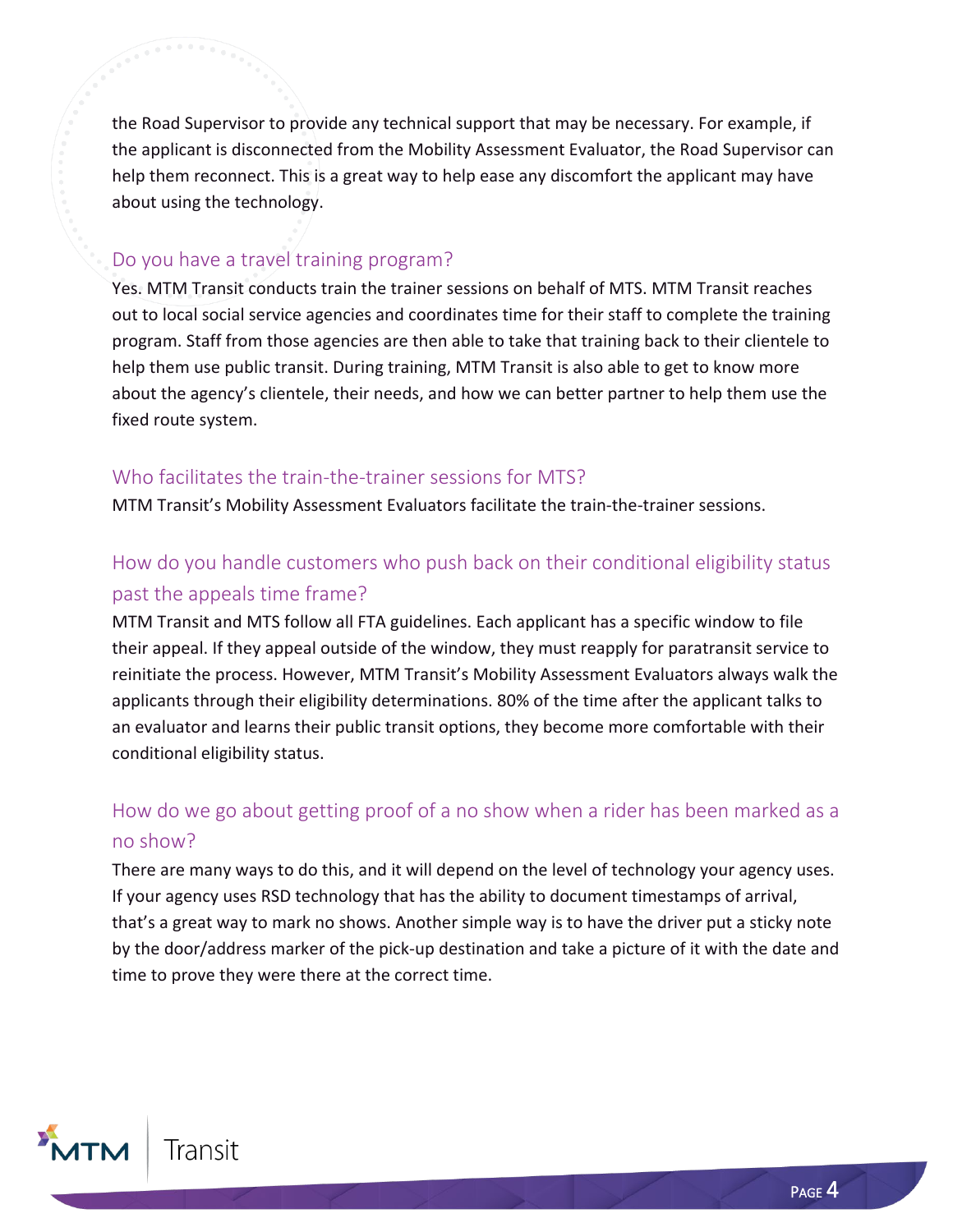the Road Supervisor to provide any technical support that may be necessary. For example, if the applicant is disconnected from the Mobility Assessment Evaluator, the Road Supervisor can help them reconnect. This is a great way to help ease any discomfort the applicant may have about using the technology.

## Do you have a travel training program?

Yes. MTM Transit conducts train the trainer sessions on behalf of MTS. MTM Transit reaches out to local social service agencies and coordinates time for their staff to complete the training program. Staff from those agencies are then able to take that training back to their clientele to help them use public transit. During training, MTM Transit is also able to get to know more about the agency's clientele, their needs, and how we can better partner to help them use the fixed route system.

## Who facilitates the train-the-trainer sessions for MTS?

MTM Transit's Mobility Assessment Evaluators facilitate the train-the-trainer sessions.

## How do you handle customers who push back on their conditional eligibility status past the appeals time frame?

MTM Transit and MTS follow all FTA guidelines. Each applicant has a specific window to file their appeal. If they appeal outside of the window, they must reapply for paratransit service to reinitiate the process. However, MTM Transit's Mobility Assessment Evaluators always walk the applicants through their eligibility determinations. 80% of the time after the applicant talks to an evaluator and learns their public transit options, they become more comfortable with their conditional eligibility status.

## How do we go about getting proof of a no show when a rider has been marked as a no show?

There are many ways to do this, and it will depend on the level of technology your agency uses. If your agency uses RSD technology that has the ability to document timestamps of arrival, that's a great way to mark no shows. Another simple way is to have the driver put a sticky note by the door/address marker of the pick-up destination and take a picture of it with the date and time to prove they were there at the correct time.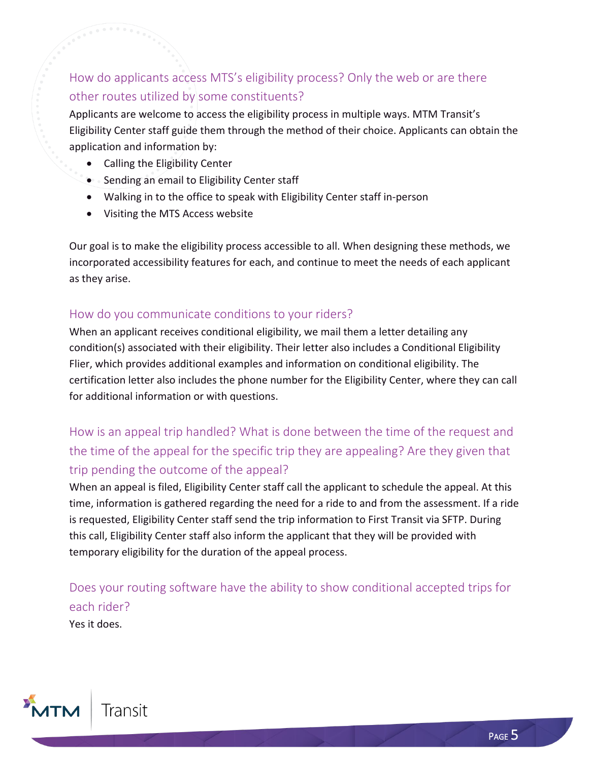## How do applicants access MTS's eligibility process? Only the web or are there other routes utilized by some constituents?

Applicants are welcome to access the eligibility process in multiple ways. MTM Transit's Eligibility Center staff guide them through the method of their choice. Applicants can obtain the application and information by:

- Calling the Eligibility Center
- Sending an email to Eligibility Center staff
- Walking in to the office to speak with Eligibility Center staff in-person
- Visiting the MTS Access website

Our goal is to make the eligibility process accessible to all. When designing these methods, we incorporated accessibility features for each, and continue to meet the needs of each applicant as they arise.

## How do you communicate conditions to your riders?

When an applicant receives conditional eligibility, we mail them a letter detailing any condition(s) associated with their eligibility. Their letter also includes a Conditional Eligibility Flier, which provides additional examples and information on conditional eligibility. The certification letter also includes the phone number for the Eligibility Center, where they can call for additional information or with questions.

## How is an appeal trip handled? What is done between the time of the request and the time of the appeal for the specific trip they are appealing? Are they given that trip pending the outcome of the appeal?

When an appeal is filed, Eligibility Center staff call the applicant to schedule the appeal. At this time, information is gathered regarding the need for a ride to and from the assessment. If a ride is requested, Eligibility Center staff send the trip information to First Transit via SFTP. During this call, Eligibility Center staff also inform the applicant that they will be provided with temporary eligibility for the duration of the appeal process.

## Does your routing software have the ability to show conditional accepted trips for each rider?

Yes it does.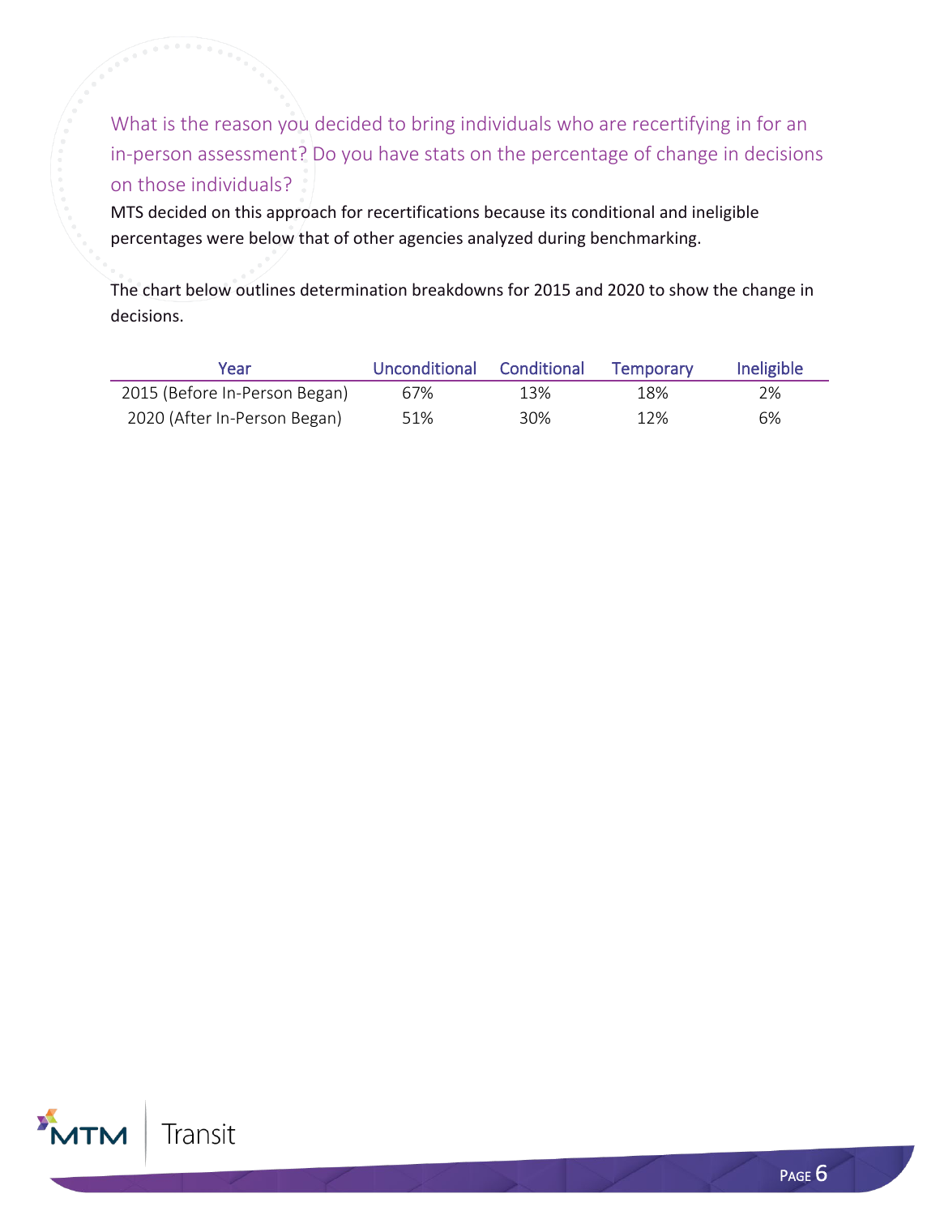### What is the reason you decided to bring individuals who are recertifying in for an in-person assessment? Do you have stats on the percentage of change in decisions on those individuals?

MTS decided on this approach for recertifications because its conditional and ineligible percentages were below that of other agencies analyzed during benchmarking.

The chart below outlines determination breakdowns for 2015 and 2020 to show the change in decisions.

| Year | Unconditional | Conditional | Temporary | Ineligible |
|---|---|---|---|---|
| 2015 (Before In-Person Began) | 67% | 13% | 18% | 2% |
| 2020 (After In-Person Began) | 51% | 30% | 12% | 6% |